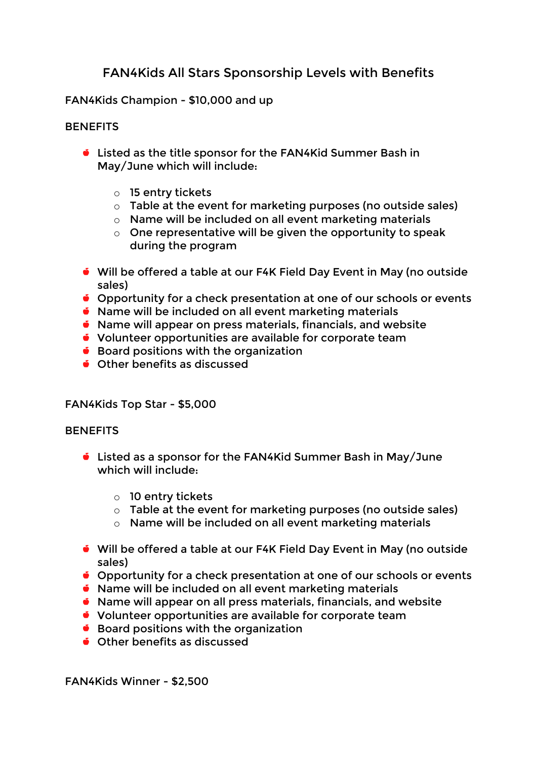# FAN4Kids All Stars Sponsorship Levels with Benefits

## FAN4Kids Champion - $10,000 and up

BENEFITS

- Listed as the title sponsor for the FAN4Kid Summer Bash in May/June which will include:
  - 15 entry tickets
  - Table at the event for marketing purposes (no outside sales)
  - Name will be included on all event marketing materials
  - One representative will be given the opportunity to speak during the program
- Will be offered a table at our F4K Field Day Event in May (no outside sales)
- Opportunity for a check presentation at one of our schools or events
- Name will be included on all event marketing materials
- Name will appear on press materials, financials, and website
- Volunteer opportunities are available for corporate team
- Board positions with the organization
- Other benefits as discussed

## FAN4Kids Top Star - $5,000

BENEFITS

- Listed as a sponsor for the FAN4Kid Summer Bash in May/June which will include:
  - 10 entry tickets
  - Table at the event for marketing purposes (no outside sales)
  - Name will be included on all event marketing materials
- Will be offered a table at our F4K Field Day Event in May (no outside sales)
- Opportunity for a check presentation at one of our schools or events
- Name will be included on all event marketing materials
- Name will appear on all press materials, financials, and website
- Volunteer opportunities are available for corporate team
- Board positions with the organization
- Other benefits as discussed

## FAN4Kids Winner - $2,500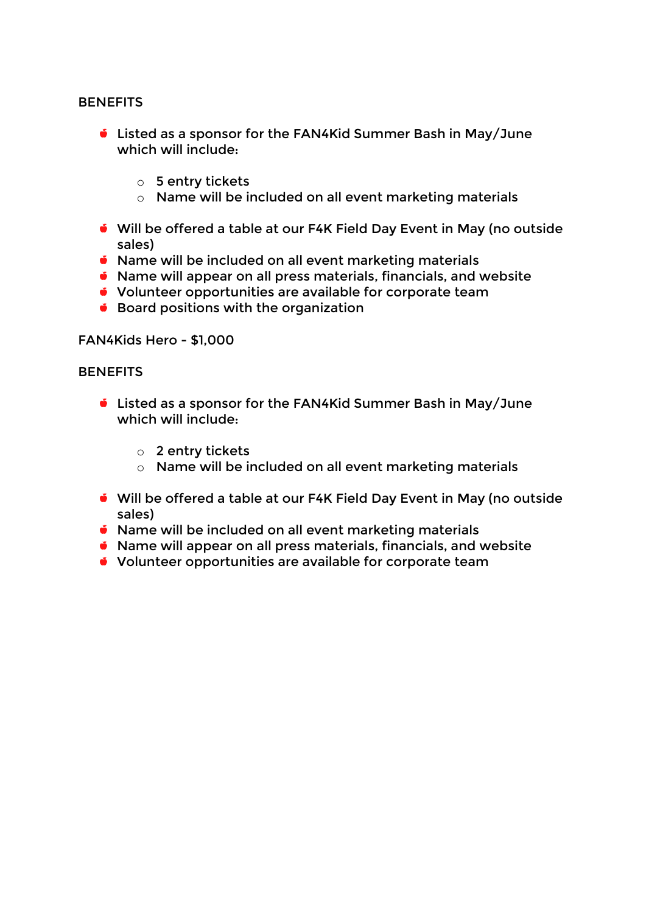BENEFITS

- Listed as a sponsor for the FAN4Kid Summer Bash in May/June which will include:
  - 5 entry tickets
  - Name will be included on all event marketing materials
- Will be offered a table at our F4K Field Day Event in May (no outside sales)
- Name will be included on all event marketing materials
- Name will appear on all press materials, financials, and website
- Volunteer opportunities are available for corporate team
- Board positions with the organization

FAN4Kids Hero - $1,000

BENEFITS

- Listed as a sponsor for the FAN4Kid Summer Bash in May/June which will include:
  - 2 entry tickets
  - Name will be included on all event marketing materials
- Will be offered a table at our F4K Field Day Event in May (no outside sales)
- Name will be included on all event marketing materials
- Name will appear on all press materials, financials, and website
- Volunteer opportunities are available for corporate team